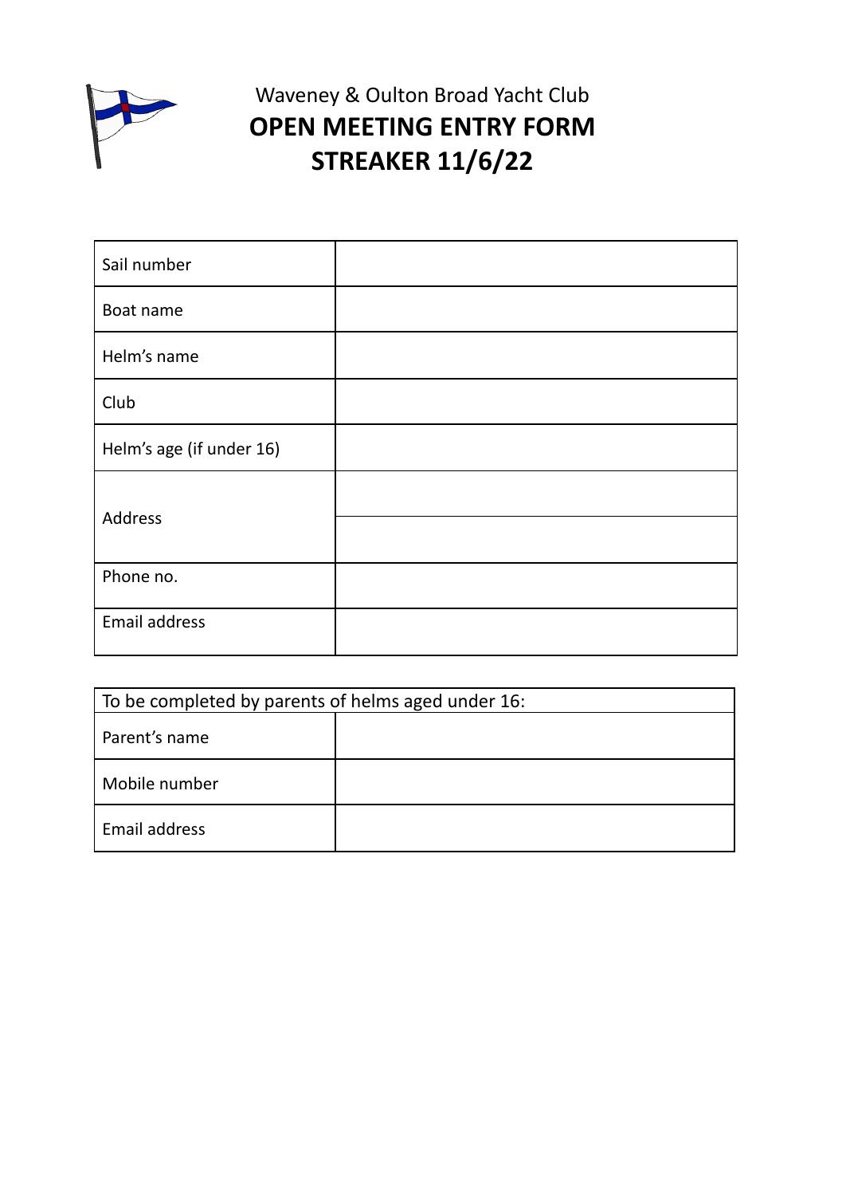Waveney & Oulton Broad Yacht Club

# OPEN MEETING ENTRY FORM
# STREAKER 11/6/22

| | |
|---|---|
| Sail number | |
| Boat name | |
| Helm's name | |
| Club | |
| Helm's age (if under 16) | |
| Address | |
| | |
| Phone no. | |
| Email address | |

| To be completed by parents of helms aged under 16: | |
|---|---|
| Parent's name | |
| Mobile number | |
| Email address | |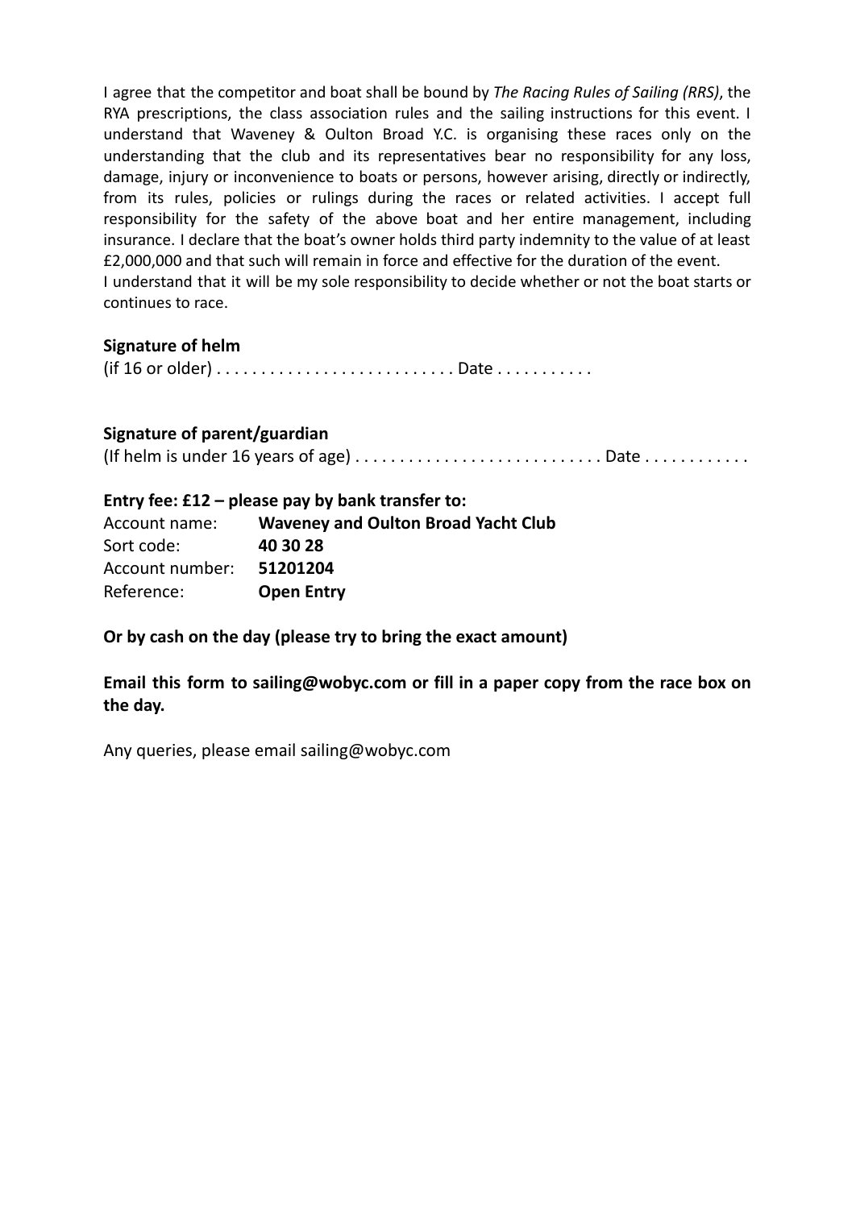I agree that the competitor and boat shall be bound by *The Racing Rules of Sailing (RRS)*, the RYA prescriptions, the class association rules and the sailing instructions for this event. I understand that Waveney & Oulton Broad Y.C. is organising these races only on the understanding that the club and its representatives bear no responsibility for any loss, damage, injury or inconvenience to boats or persons, however arising, directly or indirectly, from its rules, policies or rulings during the races or related activities. I accept full responsibility for the safety of the above boat and her entire management, including insurance. I declare that the boat's owner holds third party indemnity to the value of at least £2,000,000 and that such will remain in force and effective for the duration of the event.
I understand that it will be my sole responsibility to decide whether or not the boat starts or continues to race.

**Signature of helm**
(if 16 or older) . . . . . . . . . . . . . . . . . . . . . . . . . . . Date . . . . . . . . . . .

**Signature of parent/guardian**
(If helm is under 16 years of age) . . . . . . . . . . . . . . . . . . . . . . . . . . . . Date . . . . . . . . . . . .

**Entry fee: £12 – please pay by bank transfer to:**

| | |
|---|---|
| Account name: | **Waveney and Oulton Broad Yacht Club** |
| Sort code: | **40 30 28** |
| Account number: | **51201204** |
| Reference: | **Open Entry** |

**Or by cash on the day (please try to bring the exact amount)**

**Email this form to sailing@wobyc.com or fill in a paper copy from the race box on the day.**

Any queries, please email sailing@wobyc.com